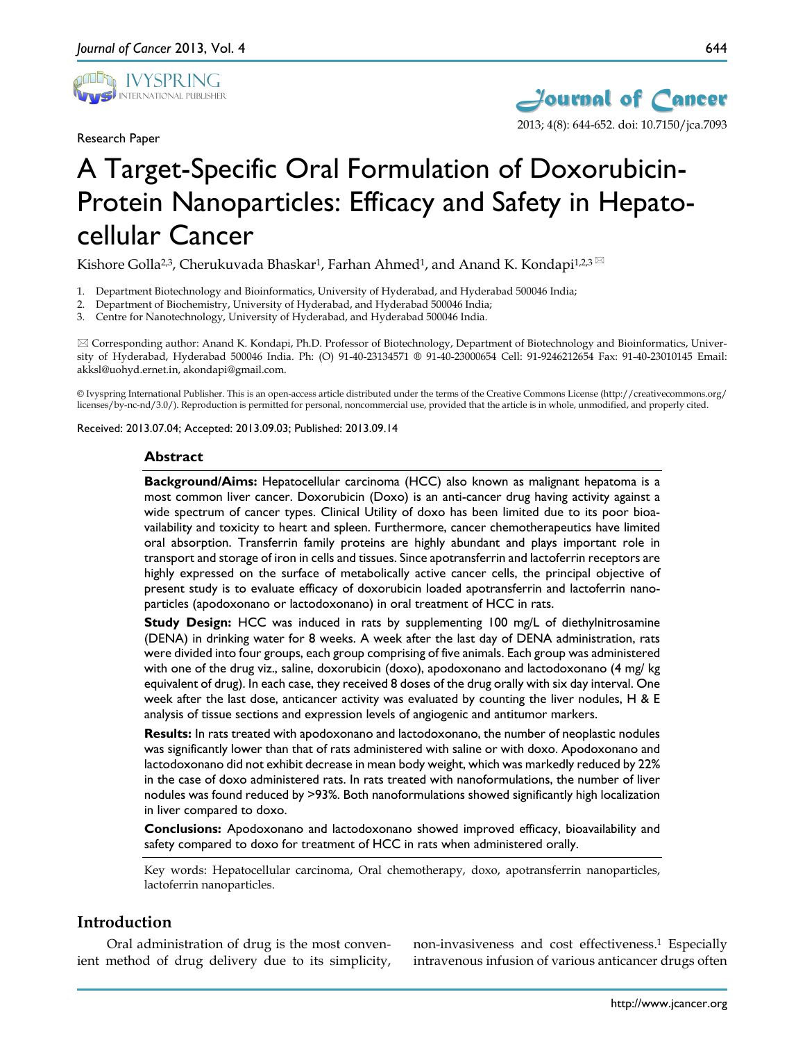Research Paper

# A Target-Specific Oral Formulation of Doxorubicin-Protein Nanoparticles: Efficacy and Safety in Hepatocellular Cancer

Kishore Golla[2,3], Cherukuvada Bhaskar[1], Farhan Ahmed[1], and Anand K. Kondapi[1,2,3] ✉

1. Department Biotechnology and Bioinformatics, University of Hyderabad, and Hyderabad 500046 India;
2. Department of Biochemistry, University of Hyderabad, and Hyderabad 500046 India;
3. Centre for Nanotechnology, University of Hyderabad, and Hyderabad 500046 India.

✉ Corresponding author: Anand K. Kondapi, Ph.D. Professor of Biotechnology, Department of Biotechnology and Bioinformatics, University of Hyderabad, Hyderabad 500046 India. Ph: (O) 91-40-23134571 ® 91-40-23000654 Cell: 91-9246212654 Fax: 91-40-23010145 Email: akksl@uohyd.ernet.in, akondapi@gmail.com.

© Ivyspring International Publisher. This is an open-access article distributed under the terms of the Creative Commons License (http://creativecommons.org/licenses/by-nc-nd/3.0/). Reproduction is permitted for personal, noncommercial use, provided that the article is in whole, unmodified, and properly cited.

Received: 2013.07.04; Accepted: 2013.09.03; Published: 2013.09.14

## Abstract

**Background/Aims:** Hepatocellular carcinoma (HCC) also known as malignant hepatoma is a most common liver cancer. Doxorubicin (Doxo) is an anti-cancer drug having activity against a wide spectrum of cancer types. Clinical Utility of doxo has been limited due to its poor bioavailability and toxicity to heart and spleen. Furthermore, cancer chemotherapeutics have limited oral absorption. Transferrin family proteins are highly abundant and plays important role in transport and storage of iron in cells and tissues. Since apotransferrin and lactoferrin receptors are highly expressed on the surface of metabolically active cancer cells, the principal objective of present study is to evaluate efficacy of doxorubicin loaded apotransferrin and lactoferrin nanoparticles (apodoxonano or lactodoxonano) in oral treatment of HCC in rats.

**Study Design:** HCC was induced in rats by supplementing 100 mg/L of diethylnitrosamine (DENA) in drinking water for 8 weeks. A week after the last day of DENA administration, rats were divided into four groups, each group comprising of five animals. Each group was administered with one of the drug viz., saline, doxorubicin (doxo), apodoxonano and lactodoxonano (4 mg/ kg equivalent of drug). In each case, they received 8 doses of the drug orally with six day interval. One week after the last dose, anticancer activity was evaluated by counting the liver nodules, H & E analysis of tissue sections and expression levels of angiogenic and antitumor markers.

**Results:** In rats treated with apodoxonano and lactodoxonano, the number of neoplastic nodules was significantly lower than that of rats administered with saline or with doxo. Apodoxonano and lactodoxonano did not exhibit decrease in mean body weight, which was markedly reduced by 22% in the case of doxo administered rats. In rats treated with nanoformulations, the number of liver nodules was found reduced by >93%. Both nanoformulations showed significantly high localization in liver compared to doxo.

**Conclusions:** Apodoxonano and lactodoxonano showed improved efficacy, bioavailability and safety compared to doxo for treatment of HCC in rats when administered orally.

Key words: Hepatocellular carcinoma, Oral chemotherapy, doxo, apotransferrin nanoparticles, lactoferrin nanoparticles.

## Introduction

Oral administration of drug is the most convenient method of drug delivery due to its simplicity, non-invasiveness and cost effectiveness.[1] Especially intravenous infusion of various anticancer drugs often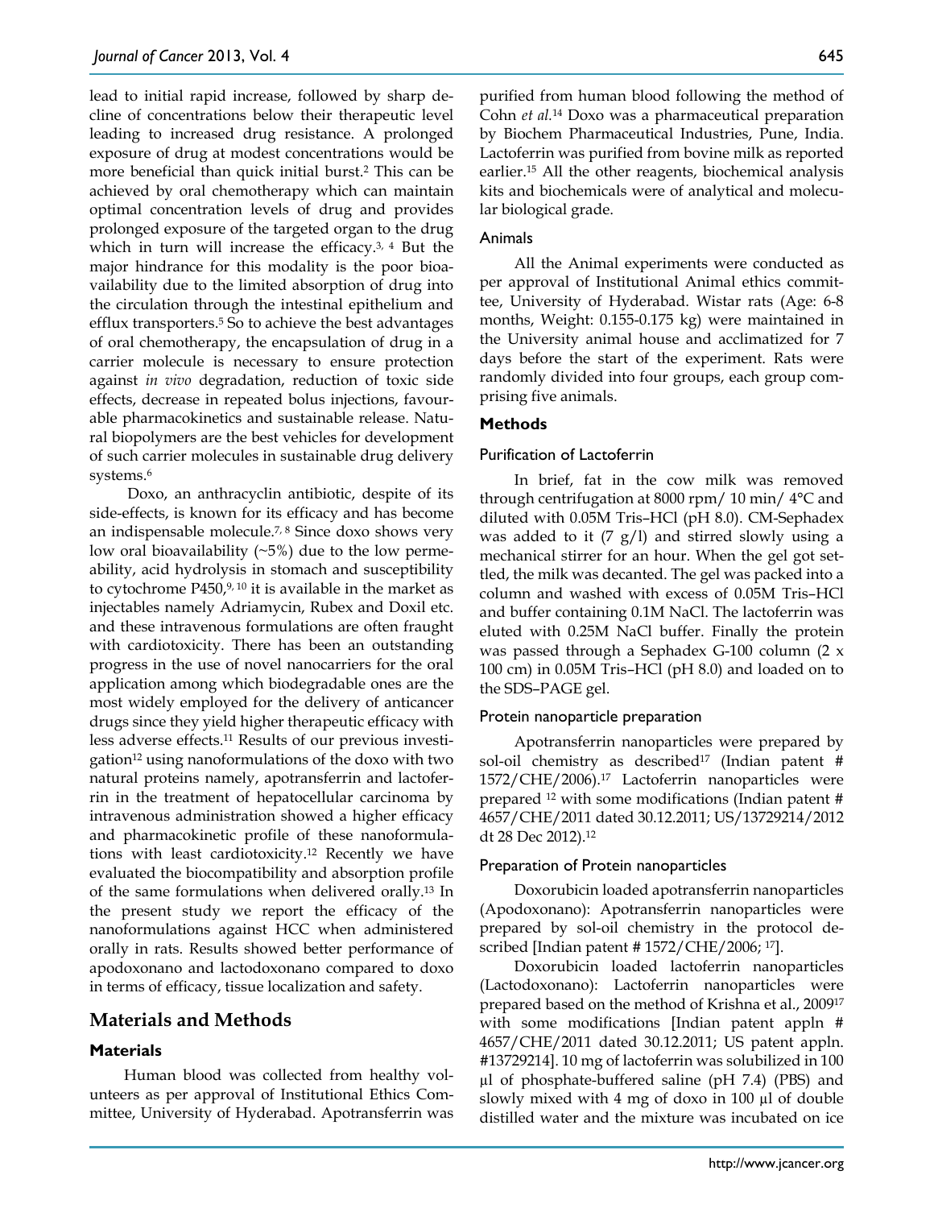lead to initial rapid increase, followed by sharp decline of concentrations below their therapeutic level leading to increased drug resistance. A prolonged exposure of drug at modest concentrations would be more beneficial than quick initial burst.[2] This can be achieved by oral chemotherapy which can maintain optimal concentration levels of drug and provides prolonged exposure of the targeted organ to the drug which in turn will increase the efficacy.[3, 4] But the major hindrance for this modality is the poor bioavailability due to the limited absorption of drug into the circulation through the intestinal epithelium and efflux transporters.[5] So to achieve the best advantages of oral chemotherapy, the encapsulation of drug in a carrier molecule is necessary to ensure protection against *in vivo* degradation, reduction of toxic side effects, decrease in repeated bolus injections, favourable pharmacokinetics and sustainable release. Natural biopolymers are the best vehicles for development of such carrier molecules in sustainable drug delivery systems.[6]

Doxo, an anthracyclin antibiotic, despite of its side-effects, is known for its efficacy and has become an indispensable molecule.[7, 8] Since doxo shows very low oral bioavailability (~5%) due to the low permeability, acid hydrolysis in stomach and susceptibility to cytochrome P450,[9, 10] it is available in the market as injectables namely Adriamycin, Rubex and Doxil etc. and these intravenous formulations are often fraught with cardiotoxicity. There has been an outstanding progress in the use of novel nanocarriers for the oral application among which biodegradable ones are the most widely employed for the delivery of anticancer drugs since they yield higher therapeutic efficacy with less adverse effects.[11] Results of our previous investigation[12] using nanoformulations of the doxo with two natural proteins namely, apotransferrin and lactoferrin in the treatment of hepatocellular carcinoma by intravenous administration showed a higher efficacy and pharmacokinetic profile of these nanoformulations with least cardiotoxicity.[12] Recently we have evaluated the biocompatibility and absorption profile of the same formulations when delivered orally.[13] In the present study we report the efficacy of the nanoformulations against HCC when administered orally in rats. Results showed better performance of apodoxonano and lactodoxonano compared to doxo in terms of efficacy, tissue localization and safety.

# Materials and Methods

## Materials

Human blood was collected from healthy volunteers as per approval of Institutional Ethics Committee, University of Hyderabad. Apotransferrin was purified from human blood following the method of Cohn *et al.*[14] Doxo was a pharmaceutical preparation by Biochem Pharmaceutical Industries, Pune, India. Lactoferrin was purified from bovine milk as reported earlier.[15] All the other reagents, biochemical analysis kits and biochemicals were of analytical and molecular biological grade.

### Animals

All the Animal experiments were conducted as per approval of Institutional Animal ethics committee, University of Hyderabad. Wistar rats (Age: 6-8 months, Weight: 0.155-0.175 kg) were maintained in the University animal house and acclimatized for 7 days before the start of the experiment. Rats were randomly divided into four groups, each group comprising five animals.

## Methods

### Purification of Lactoferrin

In brief, fat in the cow milk was removed through centrifugation at 8000 rpm/ 10 min/ 4°C and diluted with 0.05M Tris–HCl (pH 8.0). CM-Sephadex was added to it (7 g/l) and stirred slowly using a mechanical stirrer for an hour. When the gel got settled, the milk was decanted. The gel was packed into a column and washed with excess of 0.05M Tris–HCl and buffer containing 0.1M NaCl. The lactoferrin was eluted with 0.25M NaCl buffer. Finally the protein was passed through a Sephadex G-100 column (2 x 100 cm) in 0.05M Tris–HCl (pH 8.0) and loaded on to the SDS–PAGE gel.

### Protein nanoparticle preparation

Apotransferrin nanoparticles were prepared by sol-oil chemistry as described[17] (Indian patent # 1572/CHE/2006).[17] Lactoferrin nanoparticles were prepared [12] with some modifications (Indian patent # 4657/CHE/2011 dated 30.12.2011; US/13729214/2012 dt 28 Dec 2012).[12]

### Preparation of Protein nanoparticles

Doxorubicin loaded apotransferrin nanoparticles (Apodoxonano): Apotransferrin nanoparticles were prepared by sol-oil chemistry in the protocol described [Indian patent # 1572/CHE/2006; [17]].

Doxorubicin loaded lactoferrin nanoparticles (Lactodoxonano): Lactoferrin nanoparticles were prepared based on the method of Krishna et al., 2009[17] with some modifications [Indian patent appln # 4657/CHE/2011 dated 30.12.2011; US patent appln. #13729214]. 10 mg of lactoferrin was solubilized in 100 µl of phosphate-buffered saline (pH 7.4) (PBS) and slowly mixed with 4 mg of doxo in 100 µl of double distilled water and the mixture was incubated on ice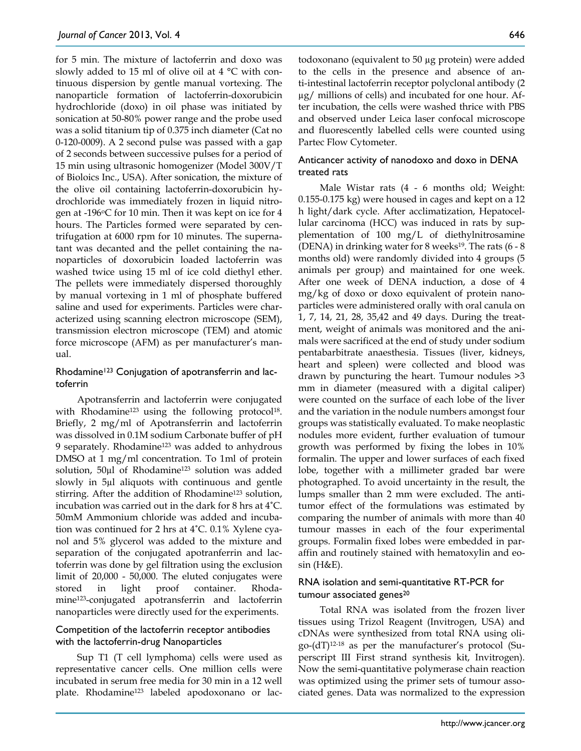for 5 min. The mixture of lactoferrin and doxo was slowly added to 15 ml of olive oil at 4 °C with continuous dispersion by gentle manual vortexing. The nanoparticle formation of lactoferrin-doxorubicin hydrochloride (doxo) in oil phase was initiated by sonication at 50-80% power range and the probe used was a solid titanium tip of 0.375 inch diameter (Cat no 0-120-0009). A 2 second pulse was passed with a gap of 2 seconds between successive pulses for a period of 15 min using ultrasonic homogenizer (Model 300V/T of Bioloics Inc., USA). After sonication, the mixture of the olive oil containing lactoferrin-doxorubicin hydrochloride was immediately frozen in liquid nitrogen at -196°C for 10 min. Then it was kept on ice for 4 hours. The Particles formed were separated by centrifugation at 6000 rpm for 10 minutes. The supernatant was decanted and the pellet containing the nanoparticles of doxorubicin loaded lactoferrin was washed twice using 15 ml of ice cold diethyl ether. The pellets were immediately dispersed thoroughly by manual vortexing in 1 ml of phosphate buffered saline and used for experiments. Particles were characterized using scanning electron microscope (SEM), transmission electron microscope (TEM) and atomic force microscope (AFM) as per manufacturer's manual.

### Rhodamine[123] Conjugation of apotransferrin and lactoferrin

Apotransferrin and lactoferrin were conjugated with Rhodamine[123] using the following protocol[18]. Briefly, 2 mg/ml of Apotransferrin and lactoferrin was dissolved in 0.1M sodium Carbonate buffer of pH 9 separately. Rhodamine[123] was added to anhydrous DMSO at 1 mg/ml concentration. To 1ml of protein solution, 50µl of Rhodamine[123] solution was added slowly in 5µl aliquots with continuous and gentle stirring. After the addition of Rhodamine[123] solution, incubation was carried out in the dark for 8 hrs at 4˚C. 50mM Ammonium chloride was added and incubation was continued for 2 hrs at 4˚C. 0.1% Xylene cyanol and 5% glycerol was added to the mixture and separation of the conjugated apotranferrin and lactoferrin was done by gel filtration using the exclusion limit of 20,000 - 50,000. The eluted conjugates were stored in light proof container. Rhodamine[123]-conjugated apotransferrin and lactoferrin nanoparticles were directly used for the experiments.

### Competition of the lactoferrin receptor antibodies with the lactoferrin-drug Nanoparticles

Sup T1 (T cell lymphoma) cells were used as representative cancer cells. One million cells were incubated in serum free media for 30 min in a 12 well plate. Rhodamine[123] labeled apodoxonano or lactodoxonano (equivalent to 50 µg protein) were added to the cells in the presence and absence of anti-intestinal lactoferrin receptor polyclonal antibody (2 µg/ millions of cells) and incubated for one hour. After incubation, the cells were washed thrice with PBS and observed under Leica laser confocal microscope and fluorescently labelled cells were counted using Partec Flow Cytometer.

### Anticancer activity of nanodoxo and doxo in DENA treated rats

Male Wistar rats (4 - 6 months old; Weight: 0.155-0.175 kg) were housed in cages and kept on a 12 h light/dark cycle. After acclimatization, Hepatocellular carcinoma (HCC) was induced in rats by supplementation of 100 mg/L of diethylnitrosamine (DENA) in drinking water for 8 weeks[19]. The rats (6 - 8 months old) were randomly divided into 4 groups (5 animals per group) and maintained for one week. After one week of DENA induction, a dose of 4 mg/kg of doxo or doxo equivalent of protein nanoparticles were administered orally with oral canula on 1, 7, 14, 21, 28, 35,42 and 49 days. During the treatment, weight of animals was monitored and the animals were sacrificed at the end of study under sodium pentabarbitrate anaesthesia. Tissues (liver, kidneys, heart and spleen) were collected and blood was drawn by puncturing the heart. Tumour nodules >3 mm in diameter (measured with a digital caliper) were counted on the surface of each lobe of the liver and the variation in the nodule numbers amongst four groups was statistically evaluated. To make neoplastic nodules more evident, further evaluation of tumour growth was performed by fixing the lobes in 10% formalin. The upper and lower surfaces of each fixed lobe, together with a millimeter graded bar were photographed. To avoid uncertainty in the result, the lumps smaller than 2 mm were excluded. The antitumor effect of the formulations was estimated by comparing the number of animals with more than 40 tumour masses in each of the four experimental groups. Formalin fixed lobes were embedded in paraffin and routinely stained with hematoxylin and eosin (H&E).

### RNA isolation and semi-quantitative RT-PCR for tumour associated genes[20]

Total RNA was isolated from the frozen liver tissues using Trizol Reagent (Invitrogen, USA) and cDNAs were synthesized from total RNA using oligo-(dT)[12-18] as per the manufacturer's protocol (Superscript III First strand synthesis kit, Invitrogen). Now the semi-quantitative polymerase chain reaction was optimized using the primer sets of tumour associated genes. Data was normalized to the expression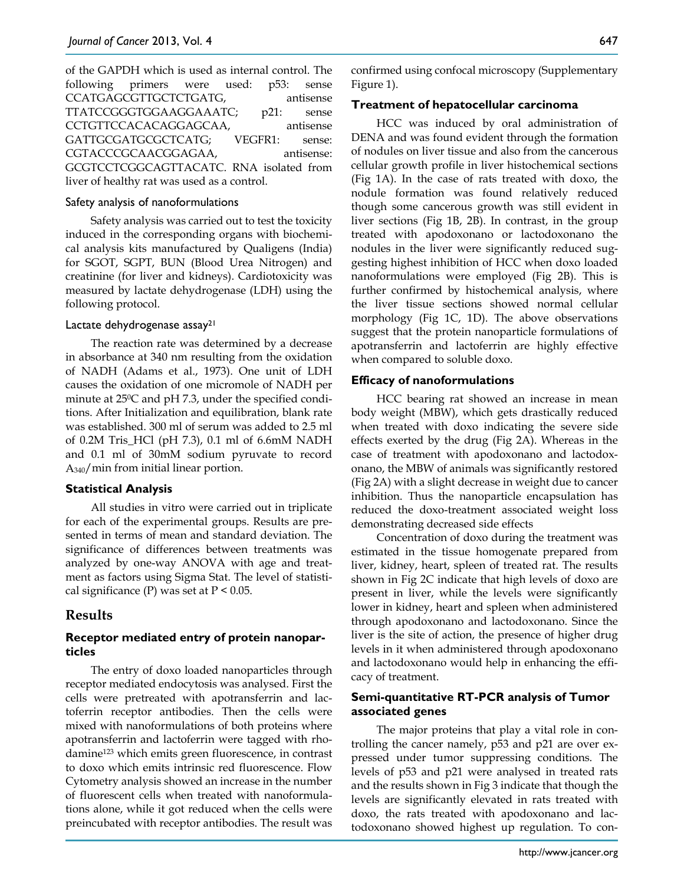of the GAPDH which is used as internal control. The following primers were used: p53: sense CCATGAGCGTTGCTCTGATG, antisense TTATCCGGGTGGAAGGAAATC; p21: sense CCTGTTCCACACAGGAGCAA, antisense GATTGCGATGCGCTCATG; VEGFR1: sense: CGTACCCGCAACGGAGAA, antisense: GCGTCCTCGGCAGTTACATC. RNA isolated from liver of healthy rat was used as a control.

#### Safety analysis of nanoformulations

Safety analysis was carried out to test the toxicity induced in the corresponding organs with biochemical analysis kits manufactured by Qualigens (India) for SGOT, SGPT, BUN (Blood Urea Nitrogen) and creatinine (for liver and kidneys). Cardiotoxicity was measured by lactate dehydrogenase (LDH) using the following protocol.

#### Lactate dehydrogenase assay[21]

The reaction rate was determined by a decrease in absorbance at 340 nm resulting from the oxidation of NADH (Adams et al., 1973). One unit of LDH causes the oxidation of one micromole of NADH per minute at 25$^0$C and pH 7.3, under the specified conditions. After Initialization and equilibration, blank rate was established. 300 ml of serum was added to 2.5 ml of 0.2M Tris_HCl (pH 7.3), 0.1 ml of 6.6mM NADH and 0.1 ml of 30mM sodium pyruvate to record $A_{340}$/min from initial linear portion.

### Statistical Analysis

All studies in vitro were carried out in triplicate for each of the experimental groups. Results are presented in terms of mean and standard deviation. The significance of differences between treatments was analyzed by one-way ANOVA with age and treatment as factors using Sigma Stat. The level of statistical significance (P) was set at $P < 0.05$.

## Results

### Receptor mediated entry of protein nanoparticles

The entry of doxo loaded nanoparticles through receptor mediated endocytosis was analysed. First the cells were pretreated with apotransferrin and lactoferrin receptor antibodies. Then the cells were mixed with nanoformulations of both proteins where apotransferrin and lactoferrin were tagged with rhodamine[123] which emits green fluorescence, in contrast to doxo which emits intrinsic red fluorescence. Flow Cytometry analysis showed an increase in the number of fluorescent cells when treated with nanoformulations alone, while it got reduced when the cells were preincubated with receptor antibodies. The result was confirmed using confocal microscopy (Supplementary Figure 1).

### Treatment of hepatocellular carcinoma

HCC was induced by oral administration of DENA and was found evident through the formation of nodules on liver tissue and also from the cancerous cellular growth profile in liver histochemical sections (Fig 1A). In the case of rats treated with doxo, the nodule formation was found relatively reduced though some cancerous growth was still evident in liver sections (Fig 1B, 2B). In contrast, in the group treated with apodoxonano or lactodoxonano the nodules in the liver were significantly reduced suggesting highest inhibition of HCC when doxo loaded nanoformulations were employed (Fig 2B). This is further confirmed by histochemical analysis, where the liver tissue sections showed normal cellular morphology (Fig 1C, 1D). The above observations suggest that the protein nanoparticle formulations of apotransferrin and lactoferrin are highly effective when compared to soluble doxo.

### Efficacy of nanoformulations

HCC bearing rat showed an increase in mean body weight (MBW), which gets drastically reduced when treated with doxo indicating the severe side effects exerted by the drug (Fig 2A). Whereas in the case of treatment with apodoxonano and lactodoxonano, the MBW of animals was significantly restored (Fig 2A) with a slight decrease in weight due to cancer inhibition. Thus the nanoparticle encapsulation has reduced the doxo-treatment associated weight loss demonstrating decreased side effects

Concentration of doxo during the treatment was estimated in the tissue homogenate prepared from liver, kidney, heart, spleen of treated rat. The results shown in Fig 2C indicate that high levels of doxo are present in liver, while the levels were significantly lower in kidney, heart and spleen when administered through apodoxonano and lactodoxonano. Since the liver is the site of action, the presence of higher drug levels in it when administered through apodoxonano and lactodoxonano would help in enhancing the efficacy of treatment.

### Semi-quantitative RT-PCR analysis of Tumor associated genes

The major proteins that play a vital role in controlling the cancer namely, p53 and p21 are over expressed under tumor suppressing conditions. The levels of p53 and p21 were analysed in treated rats and the results shown in Fig 3 indicate that though the levels are significantly elevated in rats treated with doxo, the rats treated with apodoxonano and lactodoxonano showed highest up regulation. To con-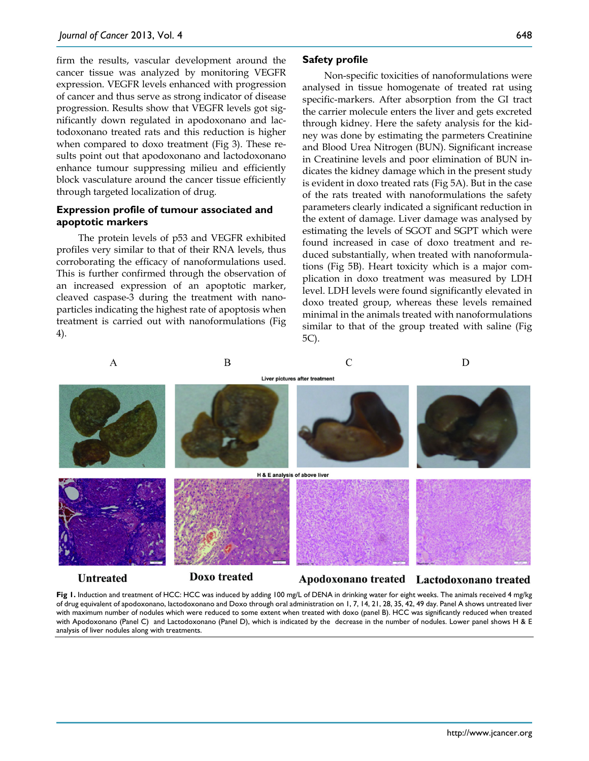firm the results, vascular development around the cancer tissue was analyzed by monitoring VEGFR expression. VEGFR levels enhanced with progression of cancer and thus serve as strong indicator of disease progression. Results show that VEGFR levels got significantly down regulated in apodoxonano and lactodoxonano treated rats and this reduction is higher when compared to doxo treatment (Fig 3). These results point out that apodoxonano and lactodoxonano enhance tumour suppressing milieu and efficiently block vasculature around the cancer tissue efficiently through targeted localization of drug.

### Expression profile of tumour associated and apoptotic markers

The protein levels of p53 and VEGFR exhibited profiles very similar to that of their RNA levels, thus corroborating the efficacy of nanoformulations used. This is further confirmed through the observation of an increased expression of an apoptotic marker, cleaved caspase-3 during the treatment with nanoparticles indicating the highest rate of apoptosis when treatment is carried out with nanoformulations (Fig 4).

### Safety profile

Non-specific toxicities of nanoformulations were analysed in tissue homogenate of treated rat using specific-markers. After absorption from the GI tract the carrier molecule enters the liver and gets excreted through kidney. Here the safety analysis for the kidney was done by estimating the parmeters Creatinine and Blood Urea Nitrogen (BUN). Significant increase in Creatinine levels and poor elimination of BUN indicates the kidney damage which in the present study is evident in doxo treated rats (Fig 5A). But in the case of the rats treated with nanoformulations the safety parameters clearly indicated a significant reduction in the extent of damage. Liver damage was analysed by estimating the levels of SGOT and SGPT which were found increased in case of doxo treatment and reduced substantially, when treated with nanoformulations (Fig 5B). Heart toxicity which is a major complication in doxo treatment was measured by LDH level. LDH levels were found significantly elevated in doxo treated group, whereas these levels remained minimal in the animals treated with nanoformulations similar to that of the group treated with saline (Fig 5C).

**Fig 1.** Induction and treatment of HCC: HCC was induced by adding 100 mg/L of DENA in drinking water for eight weeks. The animals received 4 mg/kg of drug equivalent of apodoxonano, lactodoxonano and Doxo through oral administration on 1, 7, 14, 21, 28, 35, 42, 49 day. Panel A shows untreated liver with maximum number of nodules which were reduced to some extent when treated with doxo (panel B). HCC was significantly reduced when treated with Apodoxonano (Panel C) and Lactodoxonano (Panel D), which is indicated by the decrease in the number of nodules. Lower panel shows H & E analysis of liver nodules along with treatments.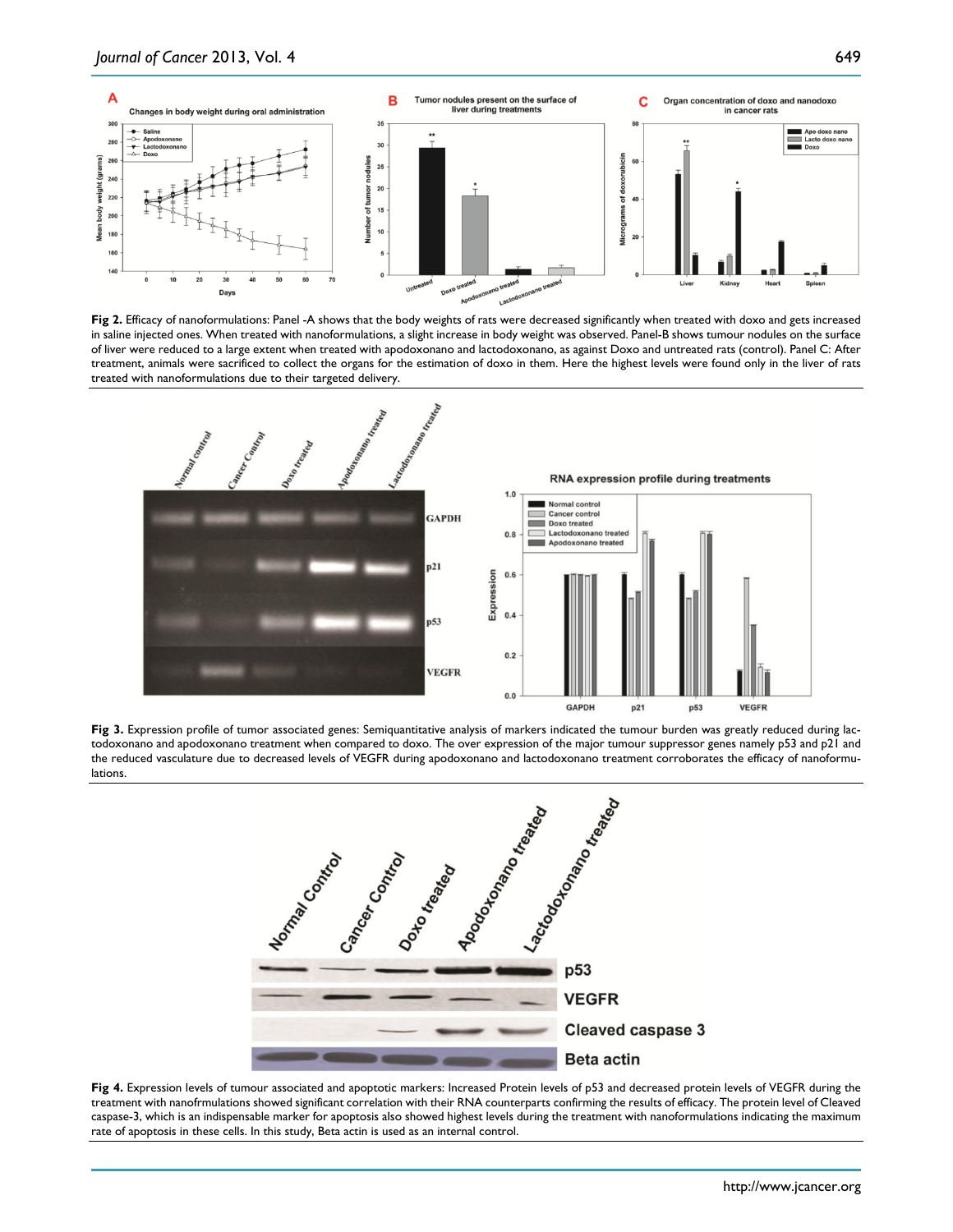**Fig 2.** Efficacy of nanoformulations: Panel -A shows that the body weights of rats were decreased significantly when treated with doxo and gets increased in saline injected ones. When treated with nanoformulations, a slight increase in body weight was observed. Panel-B shows tumour nodules on the surface of liver were reduced to a large extent when treated with apodoxonano and lactodoxonano, as against Doxo and untreated rats (control). Panel C: After treatment, animals were sacrificed to collect the organs for the estimation of doxo in them. Here the highest levels were found only in the liver of rats treated with nanoformulations due to their targeted delivery.

**Fig 3.** Expression profile of tumor associated genes: Semiquantitative analysis of markers indicated the tumour burden was greatly reduced during lactodoxonano and apodoxonano treatment when compared to doxo. The over expression of the major tumour suppressor genes namely p53 and p21 and the reduced vasculature due to decreased levels of VEGFR during apodoxonano and lactodoxonano treatment corroborates the efficacy of nanoformulations.

**Fig 4.** Expression levels of tumour associated and apoptotic markers: Increased Protein levels of p53 and decreased protein levels of VEGFR during the treatment with nanofrmulations showed significant correlation with their RNA counterparts confirming the results of efficacy. The protein level of Cleaved caspase-3, which is an indispensable marker for apoptosis also showed highest levels during the treatment with nanoformulations indicating the maximum rate of apoptosis in these cells. In this study, Beta actin is used as an internal control.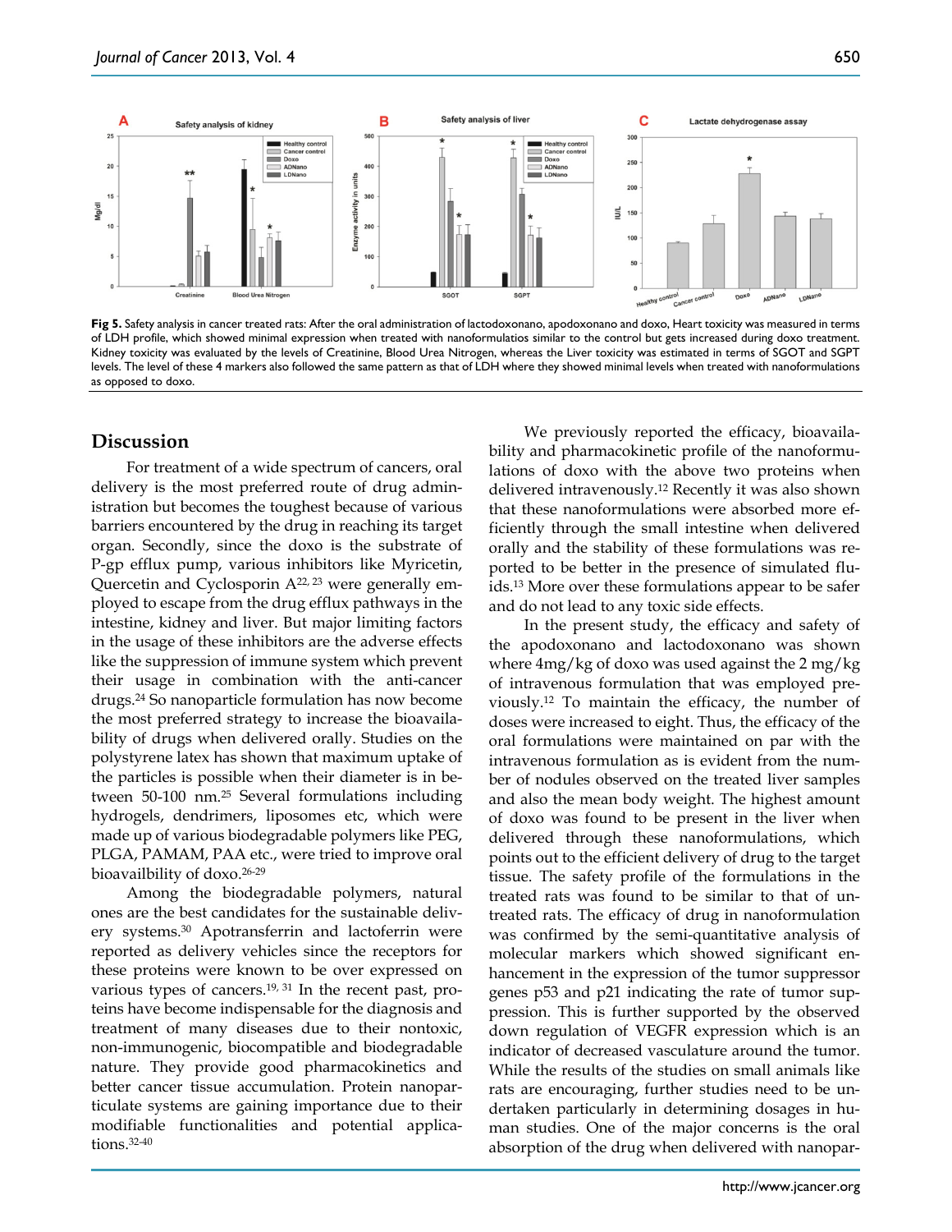**Fig 5.** Safety analysis in cancer treated rats: After the oral administration of lactodoxonano, apodoxonano and doxo, Heart toxicity was measured in terms of LDH profile, which showed minimal expression when treated with nanoformulatios similar to the control but gets increased during doxo treatment. Kidney toxicity was evaluated by the levels of Creatinine, Blood Urea Nitrogen, whereas the Liver toxicity was estimated in terms of SGOT and SGPT levels. The level of these 4 markers also followed the same pattern as that of LDH where they showed minimal levels when treated with nanoformulations as opposed to doxo.

## Discussion

For treatment of a wide spectrum of cancers, oral delivery is the most preferred route of drug administration but becomes the toughest because of various barriers encountered by the drug in reaching its target organ. Secondly, since the doxo is the substrate of P-gp efflux pump, various inhibitors like Myricetin, Quercetin and Cyclosporin A[22, 23] were generally employed to escape from the drug efflux pathways in the intestine, kidney and liver. But major limiting factors in the usage of these inhibitors are the adverse effects like the suppression of immune system which prevent their usage in combination with the anti-cancer drugs.[24] So nanoparticle formulation has now become the most preferred strategy to increase the bioavailability of drugs when delivered orally. Studies on the polystyrene latex has shown that maximum uptake of the particles is possible when their diameter is in between 50-100 nm.[25] Several formulations including hydrogels, dendrimers, liposomes etc, which were made up of various biodegradable polymers like PEG, PLGA, PAMAM, PAA etc., were tried to improve oral bioavailbility of doxo.[26-29]

Among the biodegradable polymers, natural ones are the best candidates for the sustainable delivery systems.[30] Apotransferrin and lactoferrin were reported as delivery vehicles since the receptors for these proteins were known to be over expressed on various types of cancers.[19, 31] In the recent past, proteins have become indispensable for the diagnosis and treatment of many diseases due to their nontoxic, non-immunogenic, biocompatible and biodegradable nature. They provide good pharmacokinetics and better cancer tissue accumulation. Protein nanoparticulate systems are gaining importance due to their modifiable functionalities and potential applications.[32-40]

We previously reported the efficacy, bioavailability and pharmacokinetic profile of the nanoformulations of doxo with the above two proteins when delivered intravenously.[12] Recently it was also shown that these nanoformulations were absorbed more efficiently through the small intestine when delivered orally and the stability of these formulations was reported to be better in the presence of simulated fluids.[13] More over these formulations appear to be safer and do not lead to any toxic side effects.

In the present study, the efficacy and safety of the apodoxonano and lactodoxonano was shown where 4mg/kg of doxo was used against the 2 mg/kg of intravenous formulation that was employed previously.[12] To maintain the efficacy, the number of doses were increased to eight. Thus, the efficacy of the oral formulations were maintained on par with the intravenous formulation as is evident from the number of nodules observed on the treated liver samples and also the mean body weight. The highest amount of doxo was found to be present in the liver when delivered through these nanoformulations, which points out to the efficient delivery of drug to the target tissue. The safety profile of the formulations in the treated rats was found to be similar to that of untreated rats. The efficacy of drug in nanoformulation was confirmed by the semi-quantitative analysis of molecular markers which showed significant enhancement in the expression of the tumor suppressor genes p53 and p21 indicating the rate of tumor suppression. This is further supported by the observed down regulation of VEGFR expression which is an indicator of decreased vasculature around the tumor. While the results of the studies on small animals like rats are encouraging, further studies need to be undertaken particularly in determining dosages in human studies. One of the major concerns is the oral absorption of the drug when delivered with nanopar-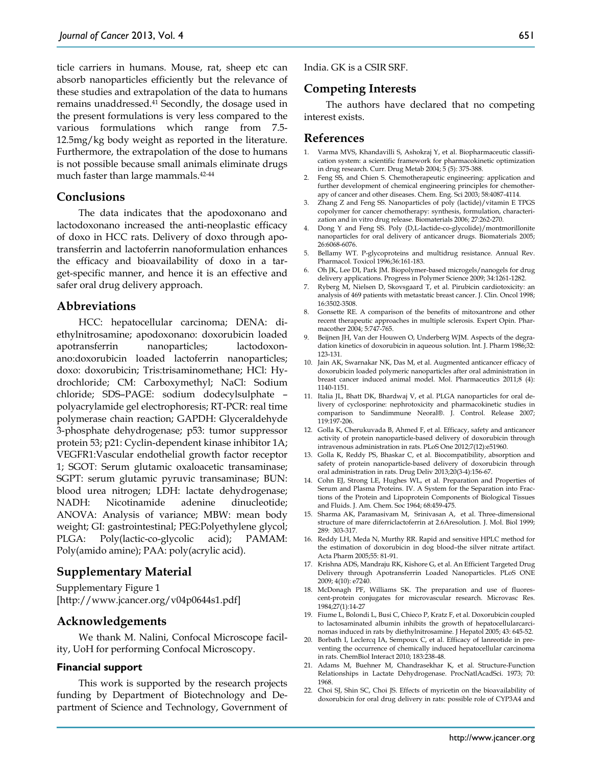ticle carriers in humans. Mouse, rat, sheep etc can absorb nanoparticles efficiently but the relevance of these studies and extrapolation of the data to humans remains unaddressed.[41] Secondly, the dosage used in the present formulations is very less compared to the various formulations which range from 7.5-12.5mg/kg body weight as reported in the literature. Furthermore, the extrapolation of the dose to humans is not possible because small animals eliminate drugs much faster than large mammals.[42-44]

## Conclusions

The data indicates that the apodoxonano and lactodoxonano increased the anti-neoplastic efficacy of doxo in HCC rats. Delivery of doxo through apotransferrin and lactoferrin nanoformulation enhances the efficacy and bioavailability of doxo in a target-specific manner, and hence it is an effective and safer oral drug delivery approach.

## Abbreviations

HCC: hepatocellular carcinoma; DENA: diethylnitrosamine; apodoxonano: doxorubicin loaded apotransferrin nanoparticles; lactodoxonano:doxorubicin loaded lactoferrin nanoparticles; doxo: doxorubicin; Tris:trisaminomethane; HCl: Hydrochloride; CM: Carboxymethyl; NaCl: Sodium chloride; SDS–PAGE: sodium dodecylsulphate – polyacrylamide gel electrophoresis; RT-PCR: real time polymerase chain reaction; GAPDH: Glyceraldehyde 3-phosphate dehydrogenase; p53: tumor suppressor protein 53; p21: Cyclin-dependent kinase inhibitor 1A; VEGFR1:Vascular endothelial growth factor receptor 1; SGOT: Serum glutamic oxaloacetic transaminase; SGPT: serum glutamic pyruvic transaminase; BUN: blood urea nitrogen; LDH: lactate dehydrogenase; NADH: Nicotinamide adenine dinucleotide; ANOVA: Analysis of variance; MBW: mean body weight; GI: gastrointestinal; PEG:Polyethylene glycol; PLGA: Poly(lactic-co-glycolic acid); PAMAM: Poly(amido amine); PAA: poly(acrylic acid).

## Supplementary Material

Supplementary Figure 1
[http://www.jcancer.org/v04p0644s1.pdf]

## Acknowledgements

We thank M. Nalini, Confocal Microscope facility, UoH for performing Confocal Microscopy.

### Financial support

This work is supported by the research projects funding by Department of Biotechnology and Department of Science and Technology, Government of India. GK is a CSIR SRF.

## Competing Interests

The authors have declared that no competing interest exists.

## References

1. Varma MVS, Khandavilli S, Ashokraj Y, et al. Biopharmaceutic classification system: a scientific framework for pharmacokinetic optimization in drug research. Curr. Drug Metab 2004; 5 (5): 375-388.
2. Feng SS, and Chien S. Chemotherapeutic engineering: application and further development of chemical engineering principles for chemotherapy of cancer and other diseases. Chem. Eng. Sci 2003; 58:4087-4114.
3. Zhang Z and Feng SS. Nanoparticles of poly (lactide)/vitamin E TPGS copolymer for cancer chemotherapy: synthesis, formulation, characterization and in vitro drug release. Biomaterials 2006; 27:262-270.
4. Dong Y and Feng SS. Poly (D,L-lactide-co-glycolide)/montmorillonite nanoparticles for oral delivery of anticancer drugs. Biomaterials 2005; 26:6068-6076.
5. Bellamy WT. P-glycoproteins and multidrug resistance. Annual Rev. Pharmacol. Toxicol 1996;36:161-183.
6. Oh JK, Lee DI, Park JM. Biopolymer-based microgels/nanogels for drug delivery applications. Progress in Polymer Science 2009; 34:1261-1282.
7. Ryberg M, Nielsen D, Skovsgaard T, et al. Pirubicin cardiotoxicity: an analysis of 469 patients with metastatic breast cancer. J. Clin. Oncol 1998; 16:3502-3508.
8. Gonsette RE. A comparison of the benefits of mitoxantrone and other recent therapeutic approaches in multiple sclerosis. Expert Opin. Pharmacother 2004; 5:747-765.
9. Beijnen JH, Van der Houwen O, Underberg WJM. Aspects of the degradation kinetics of doxorubicin in aqueous solution. Int. J. Pharm 1986;32: 123-131.
10. Jain AK, Swarnakar NK, Das M, et al. Augmented anticancer efficacy of doxorubicin loaded polymeric nanoparticles after oral administration in breast cancer induced animal model. Mol. Pharmaceutics 2011;8 (4): 1140-1151.
11. Italia JL, Bhatt DK, Bhardwaj V, et al. PLGA nanoparticles for oral delivery of cyclosporine: nephrotoxicity and pharmacokinetic studies in comparison to Sandimmune Neoral®. J. Control. Release 2007; 119:197-206.
12. Golla K, Cherukuvada B, Ahmed F, et al. Efficacy, safety and anticancer activity of protein nanoparticle-based delivery of doxorubicin through intravenous administration in rats. PLoS One 2012;7(12):e51960.
13. Golla K, Reddy PS, Bhaskar C, et al. Biocompatibility, absorption and safety of protein nanoparticle-based delivery of doxorubicin through oral administration in rats. Drug Deliv 2013;20(3-4):156-67.
14. Cohn EJ, Strong LE, Hughes WL, et al. Preparation and Properties of Serum and Plasma Proteins. IV. A System for the Separation into Fractions of the Protein and Lipoprotein Components of Biological Tissues and Fluids. J. Am. Chem. Soc 1964; 68:459-475.
15. Sharma AK, Paramasivam M, Srinivasan A, et al. Three-dimensional structure of mare diferriclactoferrin at 2.6Aresolution. J. Mol. Biol 1999; 289: 303-317.
16. Reddy LH, Meda N, Murthy RR. Rapid and sensitive HPLC method for the estimation of doxorubicin in dog blood–the silver nitrate artifact. Acta Pharm 2005;55: 81-91.
17. Krishna ADS, Mandraju RK, Kishore G, et al. An Efficient Targeted Drug Delivery through Apotransferrin Loaded Nanoparticles. PLoS ONE 2009; 4(10): e7240.
18. McDonagh PF, Williams SK. The preparation and use of fluorescent-protein conjugates for microvascular research. Microvasc Res. 1984;27(1):14-27
19. Fiume L, Bolondi L, Busi C, Chieco P, Kratz F, et al. Doxorubicin coupled to lactosaminated albumin inhibits the growth of hepatocellularcarcinomas induced in rats by diethylnitrosamine. J Hepatol 2005; 43: 645-52.
20. Borbath I, Leclercq IA, Sempoux C, et al. Efficacy of lanreotide in preventing the occurrence of chemically induced hepatocellular carcinoma in rats. ChemBiol Interact 2010; 183:238-48.
21. Adams M, Buehner M, Chandrasekhar K, et al. Structure-Function Relationships in Lactate Dehydrogenase. ProcNatlAcadSci. 1973; 70: 1968.
22. Choi SJ, Shin SC, Choi JS. Effects of myricetin on the bioavailability of doxorubicin for oral drug delivery in rats: possible role of CYP3A4 and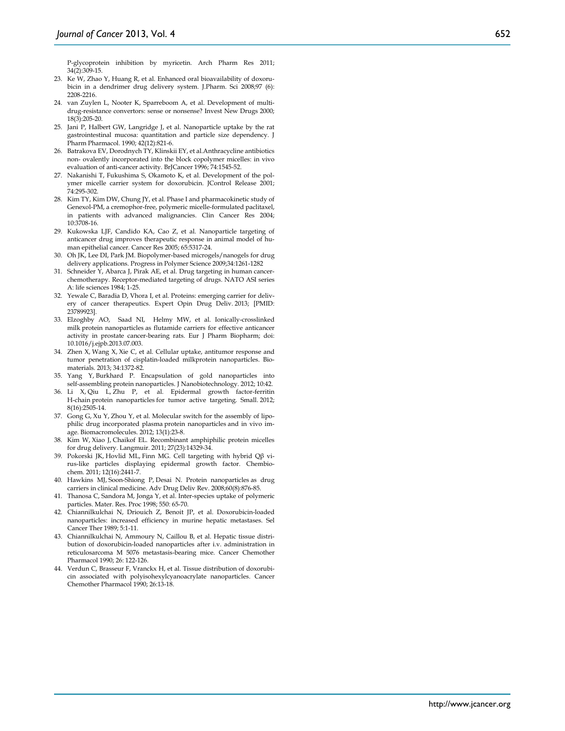P-glycoprotein inhibition by myricetin. Arch Pharm Res 2011; 34(2):309-15.

23. Ke W, Zhao Y, Huang R, et al. Enhanced oral bioavailability of doxorubicin in a dendrimer drug delivery system. J.Pharm. Sci 2008;97 (6): 2208-2216.
24. van Zuylen L, Nooter K, Sparreboom A, et al. Development of multidrug-resistance convertors: sense or nonsense? Invest New Drugs 2000; 18(3):205-20.
25. Jani P, Halbert GW, Langridge J, et al. Nanoparticle uptake by the rat gastrointestinal mucosa: quantitation and particle size dependency. J Pharm Pharmacol. 1990; 42(12):821-6.
26. Batrakova EV, Dorodnych TY, Klinskii EY, et al.Anthracycline antibiotics non- ovalently incorporated into the block copolymer micelles: in vivo evaluation of anti-cancer activity. BrJCancer 1996; 74:1545-52.
27. Nakanishi T, Fukushima S, Okamoto K, et al. Development of the polymer micelle carrier system for doxorubicin. JControl Release 2001; 74:295-302.
28. Kim TY, Kim DW, Chung JY, et al. Phase I and pharmacokinetic study of Genexol-PM, a cremophor-free, polymeric micelle-formulated paclitaxel, in patients with advanced malignancies. Clin Cancer Res 2004; 10:3708-16.
29. Kukowska LJF, Candido KA, Cao Z, et al. Nanoparticle targeting of anticancer drug improves therapeutic response in animal model of human epithelial cancer. Cancer Res 2005; 65:5317-24.
30. Oh JK, Lee DI, Park JM. Biopolymer-based microgels/nanogels for drug delivery applications. Progress in Polymer Science 2009;34:1261-1282
31. Schneider Y, Abarca J, Pirak AE, et al. Drug targeting in human cancer-chemotherapy. Receptor-mediated targeting of drugs. NATO ASI series A: life sciences 1984; 1-25.
32. Yewale C, Baradia D, Vhora I, et al. Proteins: emerging carrier for delivery of cancer therapeutics. Expert Opin Drug Deliv. 2013; [PMID: 23789923].
33. Elzoghby AO, Saad NI, Helmy MW, et al. Ionically-crosslinked milk protein nanoparticles as flutamide carriers for effective anticancer activity in prostate cancer-bearing rats. Eur J Pharm Biopharm; doi: 10.1016/j.ejpb.2013.07.003.
34. Zhen X, Wang X, Xie C, et al. Cellular uptake, antitumor response and tumor penetration of cisplatin-loaded milkprotein nanoparticles. Biomaterials. 2013; 34:1372-82.
35. Yang Y, Burkhard P. Encapsulation of gold nanoparticles into self-assembling protein nanoparticles. J Nanobiotechnology. 2012; 10:42.
36. Li X, Qiu L, Zhu P, et al. Epidermal growth factor-ferritin H-chain protein nanoparticles for tumor active targeting. Small. 2012; 8(16):2505-14.
37. Gong G, Xu Y, Zhou Y, et al. Molecular switch for the assembly of lipophilic drug incorporated plasma protein nanoparticles and in vivo image. Biomacromolecules. 2012; 13(1):23-8.
38. Kim W, Xiao J, Chaikof EL. Recombinant amphiphilic protein micelles for drug delivery. Langmuir. 2011; 27(23):14329-34.
39. Pokorski JK, Hovlid ML, Finn MG. Cell targeting with hybrid Qβ virus-like particles displaying epidermal growth factor. Chembiochem. 2011; 12(16):2441-7.
40. Hawkins MJ, Soon-Shiong P, Desai N. Protein nanoparticles as drug carriers in clinical medicine. Adv Drug Deliv Rev. 2008;60(8):876-85.
41. Thanosa C, Sandora M, Jonga Y, et al. Inter-species uptake of polymeric particles. Mater. Res. Proc 1998; 550: 65-70.
42. Chiannilkulchai N, Driouich Z, Benoit JP, et al. Doxorubicin-loaded nanoparticles: increased efficiency in murine hepatic metastases. Sel Cancer Ther 1989; 5:1-11.
43. Chiannilkulchai N, Ammoury N, Caillou B, et al. Hepatic tissue distribution of doxorubicin-loaded nanoparticles after i.v. administration in reticulosarcoma M 5076 metastasis-bearing mice. Cancer Chemother Pharmacol 1990; 26: 122-126.
44. Verdun C, Brasseur F, Vranckx H, et al. Tissue distribution of doxorubicin associated with polyisohexylcyanoacrylate nanoparticles. Cancer Chemother Pharmacol 1990; 26:13-18.